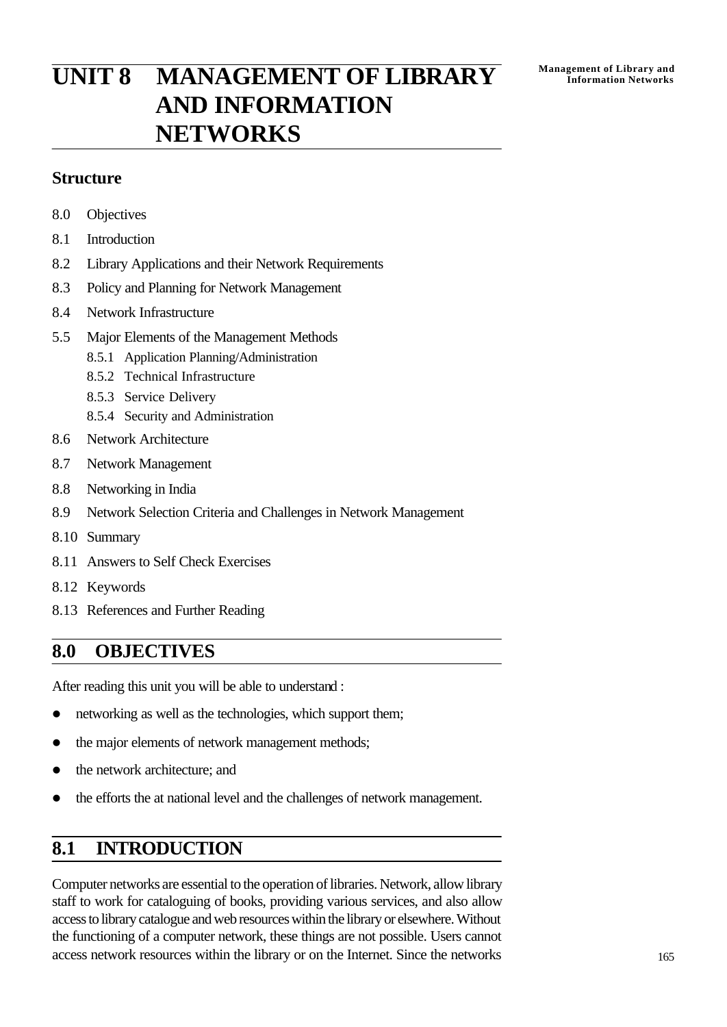# UNIT 8 MANAGEMENT OF LIBRARY AND INFORMATION NETWORKS

## Structure

8.0 Objectives

8.1 Introduction

8.2 Library Applications and their Network Requirements

8.3 Policy and Planning for Network Management

8.4 Network Infrastructure

5.5 Major Elements of the Management Methods

- 8.5.1 Application Planning/Administration
- 8.5.2 Technical Infrastructure
- 8.5.3 Service Delivery
- 8.5.4 Security and Administration

8.6 Network Architecture

8.7 Network Management

8.8 Networking in India

8.9 Network Selection Criteria and Challenges in Network Management

8.10 Summary

8.11 Answers to Self Check Exercises

8.12 Keywords

8.13 References and Further Reading

## 8.0 OBJECTIVES

After reading this unit you will be able to understand :

- networking as well as the technologies, which support them;
- the major elements of network management methods;
- the network architecture; and
- the efforts the at national level and the challenges of network management.

## 8.1 INTRODUCTION

Computer networks are essential to the operation of libraries. Network, allow library staff to work for cataloguing of books, providing various services, and also allow access to library catalogue and web resources within the library or elsewhere. Without the functioning of a computer network, these things are not possible. Users cannot access network resources within the library or on the Internet. Since the networks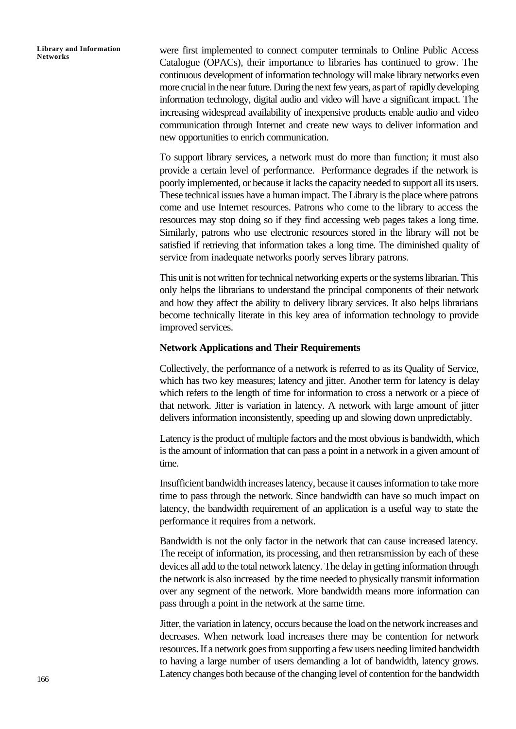were first implemented to connect computer terminals to Online Public Access Catalogue (OPACs), their importance to libraries has continued to grow. The continuous development of information technology will make library networks even more crucial in the near future. During the next few years, as part of rapidly developing information technology, digital audio and video will have a significant impact. The increasing widespread availability of inexpensive products enable audio and video communication through Internet and create new ways to deliver information and new opportunities to enrich communication.

To support library services, a network must do more than function; it must also provide a certain level of performance. Performance degrades if the network is poorly implemented, or because it lacks the capacity needed to support all its users. These technical issues have a human impact. The Library is the place where patrons come and use Internet resources. Patrons who come to the library to access the resources may stop doing so if they find accessing web pages takes a long time. Similarly, patrons who use electronic resources stored in the library will not be satisfied if retrieving that information takes a long time. The diminished quality of service from inadequate networks poorly serves library patrons.

This unit is not written for technical networking experts or the systems librarian. This only helps the librarians to understand the principal components of their network and how they affect the ability to delivery library services. It also helps librarians become technically literate in this key area of information technology to provide improved services.

**Network Applications and Their Requirements**

Collectively, the performance of a network is referred to as its Quality of Service, which has two key measures; latency and jitter. Another term for latency is delay which refers to the length of time for information to cross a network or a piece of that network. Jitter is variation in latency. A network with large amount of jitter delivers information inconsistently, speeding up and slowing down unpredictably.

Latency is the product of multiple factors and the most obvious is bandwidth, which is the amount of information that can pass a point in a network in a given amount of time.

Insufficient bandwidth increases latency, because it causes information to take more time to pass through the network. Since bandwidth can have so much impact on latency, the bandwidth requirement of an application is a useful way to state the performance it requires from a network.

Bandwidth is not the only factor in the network that can cause increased latency. The receipt of information, its processing, and then retransmission by each of these devices all add to the total network latency. The delay in getting information through the network is also increased by the time needed to physically transmit information over any segment of the network. More bandwidth means more information can pass through a point in the network at the same time.

Jitter, the variation in latency, occurs because the load on the network increases and decreases. When network load increases there may be contention for network resources. If a network goes from supporting a few users needing limited bandwidth to having a large number of users demanding a lot of bandwidth, latency grows. Latency changes both because of the changing level of contention for the bandwidth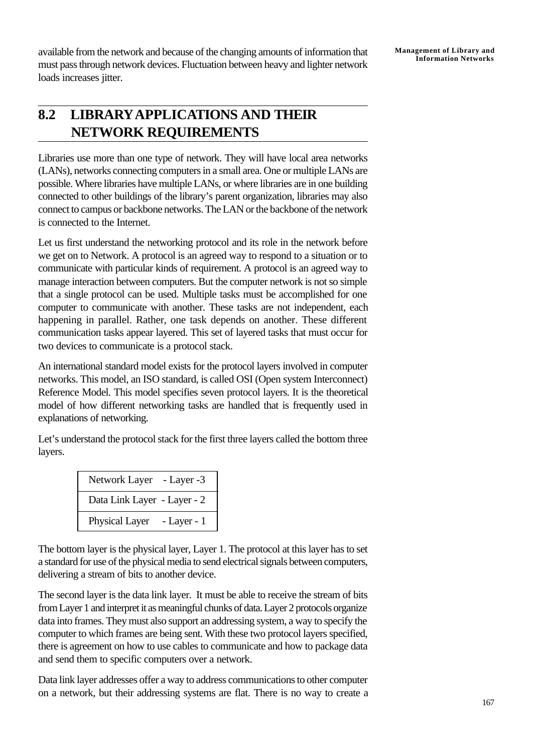available from the network and because of the changing amounts of information that must pass through network devices. Fluctuation between heavy and lighter network loads increases jitter.

## 8.2 LIBRARY APPLICATIONS AND THEIR NETWORK REQUIREMENTS

Libraries use more than one type of network. They will have local area networks (LANs), networks connecting computers in a small area. One or multiple LANs are possible. Where libraries have multiple LANs, or where libraries are in one building connected to other buildings of the library's parent organization, libraries may also connect to campus or backbone networks. The LAN or the backbone of the network is connected to the Internet.

Let us first understand the networking protocol and its role in the network before we get on to Network. A protocol is an agreed way to respond to a situation or to communicate with particular kinds of requirement. A protocol is an agreed way to manage interaction between computers. But the computer network is not so simple that a single protocol can be used. Multiple tasks must be accomplished for one computer to communicate with another. These tasks are not independent, each happening in parallel. Rather, one task depends on another. These different communication tasks appear layered. This set of layered tasks that must occur for two devices to communicate is a protocol stack.

An international standard model exists for the protocol layers involved in computer networks. This model, an ISO standard, is called OSI (Open system Interconnect) Reference Model. This model specifies seven protocol layers. It is the theoretical model of how different networking tasks are handled that is frequently used in explanations of networking.

Let's understand the protocol stack for the first three layers called the bottom three layers.

| Network Layer - Layer -3 |
|---|
| Data Link Layer - Layer - 2 |
| Physical Layer - Layer - 1 |

The bottom layer is the physical layer, Layer 1. The protocol at this layer has to set a standard for use of the physical media to send electrical signals between computers, delivering a stream of bits to another device.

The second layer is the data link layer. It must be able to receive the stream of bits from Layer 1 and interpret it as meaningful chunks of data. Layer 2 protocols organize data into frames. They must also support an addressing system, a way to specify the computer to which frames are being sent. With these two protocol layers specified, there is agreement on how to use cables to communicate and how to package data and send them to specific computers over a network.

Data link layer addresses offer a way to address communications to other computer on a network, but their addressing systems are flat. There is no way to create a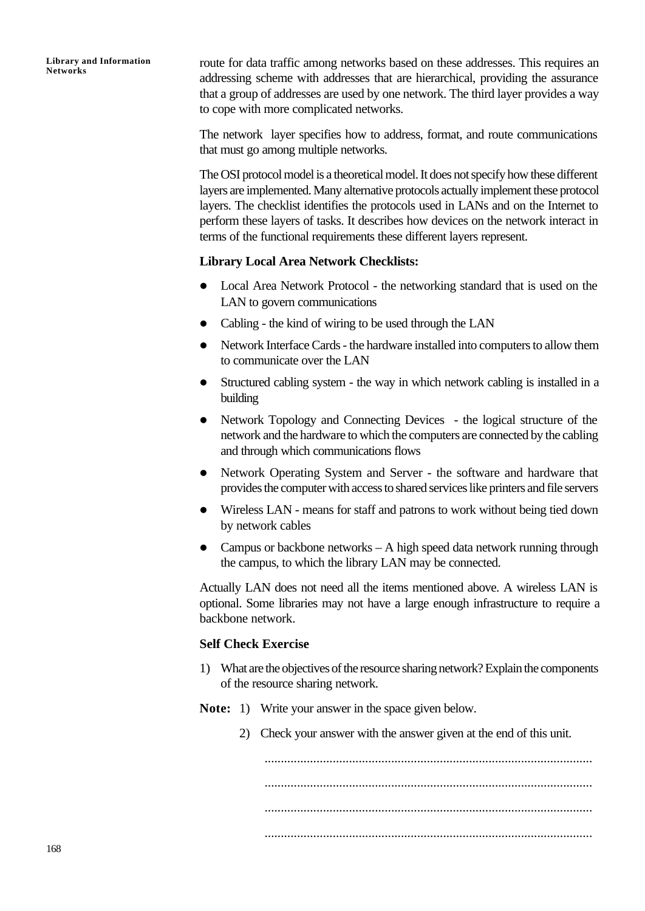route for data traffic among networks based on these addresses. This requires an addressing scheme with addresses that are hierarchical, providing the assurance that a group of addresses are used by one network. The third layer provides a way to cope with more complicated networks.

The network layer specifies how to address, format, and route communications that must go among multiple networks.

The OSI protocol model is a theoretical model. It does not specify how these different layers are implemented. Many alternative protocols actually implement these protocol layers. The checklist identifies the protocols used in LANs and on the Internet to perform these layers of tasks. It describes how devices on the network interact in terms of the functional requirements these different layers represent.

**Library Local Area Network Checklists:**

- Local Area Network Protocol - the networking standard that is used on the LAN to govern communications
- Cabling - the kind of wiring to be used through the LAN
- Network Interface Cards - the hardware installed into computers to allow them to communicate over the LAN
- Structured cabling system - the way in which network cabling is installed in a building
- Network Topology and Connecting Devices - the logical structure of the network and the hardware to which the computers are connected by the cabling and through which communications flows
- Network Operating System and Server - the software and hardware that provides the computer with access to shared services like printers and file servers
- Wireless LAN - means for staff and patrons to work without being tied down by network cables
- Campus or backbone networks – A high speed data network running through the campus, to which the library LAN may be connected.

Actually LAN does not need all the items mentioned above. A wireless LAN is optional. Some libraries may not have a large enough infrastructure to require a backbone network.

**Self Check Exercise**

1) What are the objectives of the resource sharing network? Explain the components of the resource sharing network.

**Note:** 1) Write your answer in the space given below.

2) Check your answer with the answer given at the end of this unit.

....................................................................................................

....................................................................................................

....................................................................................................

....................................................................................................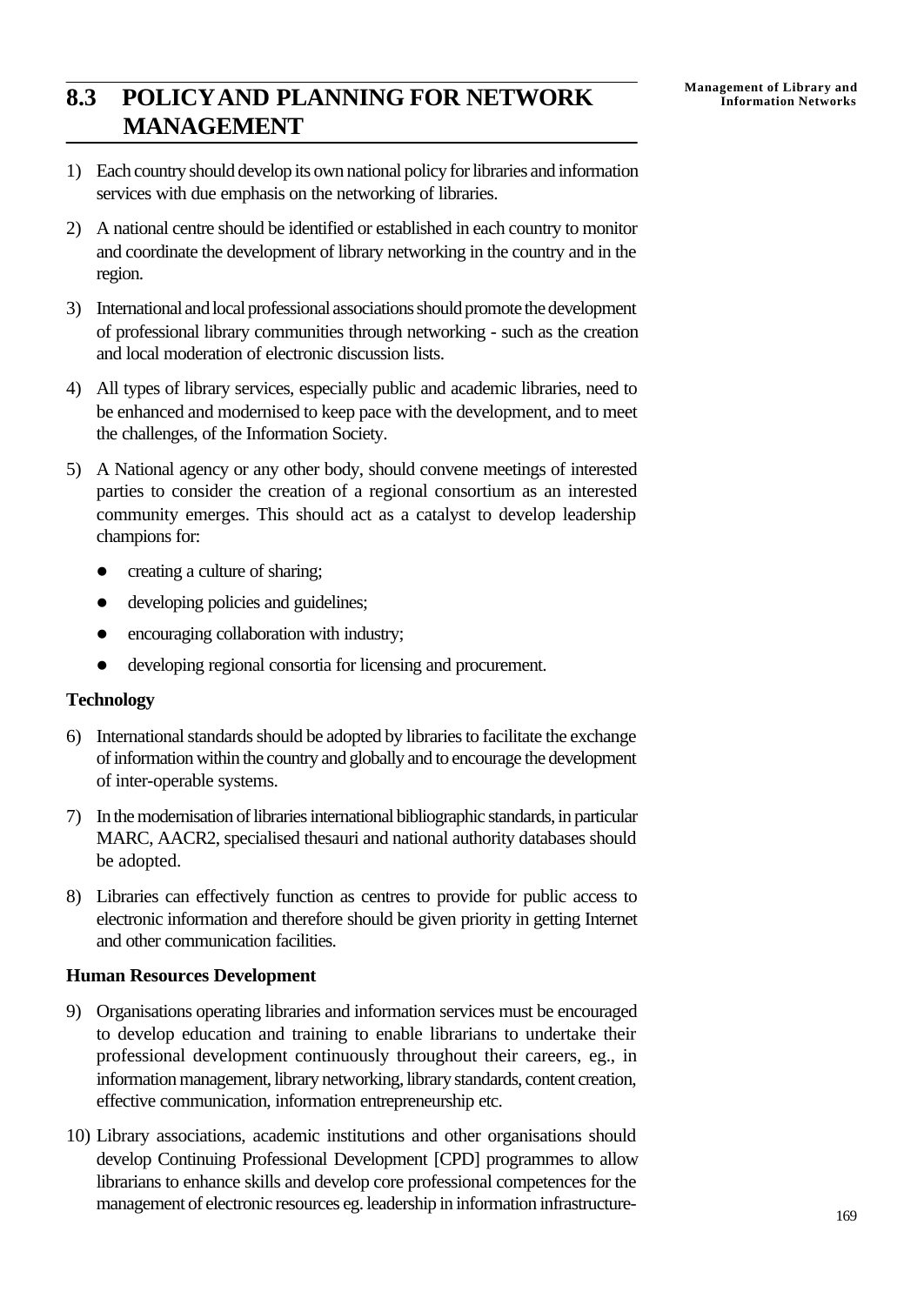## 8.3 POLICY AND PLANNING FOR NETWORK MANAGEMENT

1) Each country should develop its own national policy for libraries and information services with due emphasis on the networking of libraries.

2) A national centre should be identified or established in each country to monitor and coordinate the development of library networking in the country and in the region.

3) International and local professional associations should promote the development of professional library communities through networking - such as the creation and local moderation of electronic discussion lists.

4) All types of library services, especially public and academic libraries, need to be enhanced and modernised to keep pace with the development, and to meet the challenges, of the Information Society.

5) A National agency or any other body, should convene meetings of interested parties to consider the creation of a regional consortium as an interested community emerges. This should act as a catalyst to develop leadership champions for:

   - creating a culture of sharing;
   - developing policies and guidelines;
   - encouraging collaboration with industry;
   - developing regional consortia for licensing and procurement.

**Technology**

6) International standards should be adopted by libraries to facilitate the exchange of information within the country and globally and to encourage the development of inter-operable systems.

7) In the modernisation of libraries international bibliographic standards, in particular MARC, AACR2, specialised thesauri and national authority databases should be adopted.

8) Libraries can effectively function as centres to provide for public access to electronic information and therefore should be given priority in getting Internet and other communication facilities.

**Human Resources Development**

9) Organisations operating libraries and information services must be encouraged to develop education and training to enable librarians to undertake their professional development continuously throughout their careers, eg., in information management, library networking, library standards, content creation, effective communication, information entrepreneurship etc.

10) Library associations, academic institutions and other organisations should develop Continuing Professional Development [CPD] programmes to allow librarians to enhance skills and develop core professional competences for the management of electronic resources eg. leadership in information infrastructure-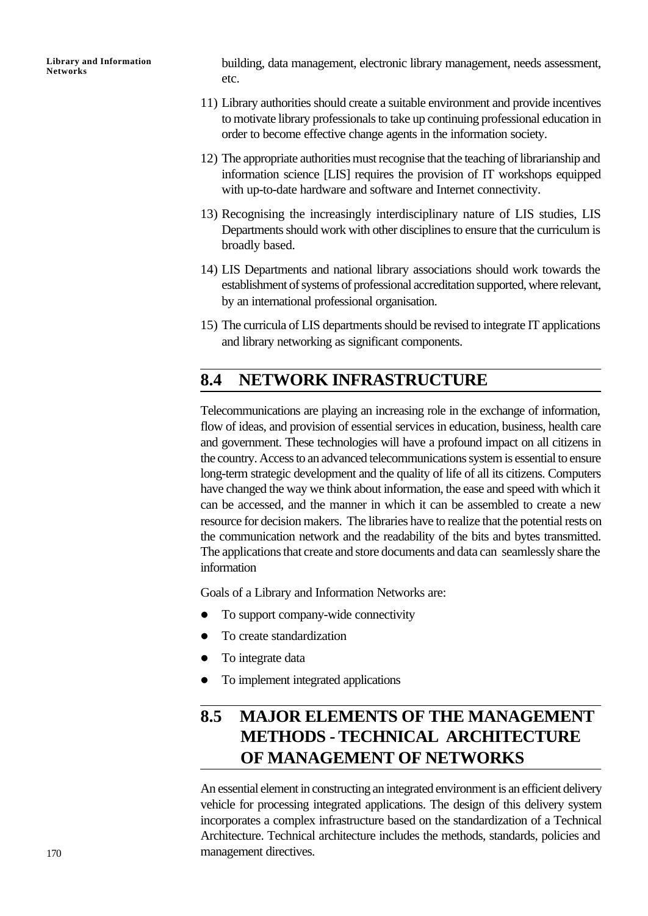building, data management, electronic library management, needs assessment, etc.

11) Library authorities should create a suitable environment and provide incentives to motivate library professionals to take up continuing professional education in order to become effective change agents in the information society.

12) The appropriate authorities must recognise that the teaching of librarianship and information science [LIS] requires the provision of IT workshops equipped with up-to-date hardware and software and Internet connectivity.

13) Recognising the increasingly interdisciplinary nature of LIS studies, LIS Departments should work with other disciplines to ensure that the curriculum is broadly based.

14) LIS Departments and national library associations should work towards the establishment of systems of professional accreditation supported, where relevant, by an international professional organisation.

15) The curricula of LIS departments should be revised to integrate IT applications and library networking as significant components.

## 8.4 NETWORK INFRASTRUCTURE

Telecommunications are playing an increasing role in the exchange of information, flow of ideas, and provision of essential services in education, business, health care and government. These technologies will have a profound impact on all citizens in the country. Access to an advanced telecommunications system is essential to ensure long-term strategic development and the quality of life of all its citizens. Computers have changed the way we think about information, the ease and speed with which it can be accessed, and the manner in which it can be assembled to create a new resource for decision makers. The libraries have to realize that the potential rests on the communication network and the readability of the bits and bytes transmitted. The applications that create and store documents and data can seamlessly share the information

Goals of a Library and Information Networks are:

- To support company-wide connectivity
- To create standardization
- To integrate data
- To implement integrated applications

## 8.5 MAJOR ELEMENTS OF THE MANAGEMENT METHODS - TECHNICAL ARCHITECTURE OF MANAGEMENT OF NETWORKS

An essential element in constructing an integrated environment is an efficient delivery vehicle for processing integrated applications. The design of this delivery system incorporates a complex infrastructure based on the standardization of a Technical Architecture. Technical architecture includes the methods, standards, policies and management directives.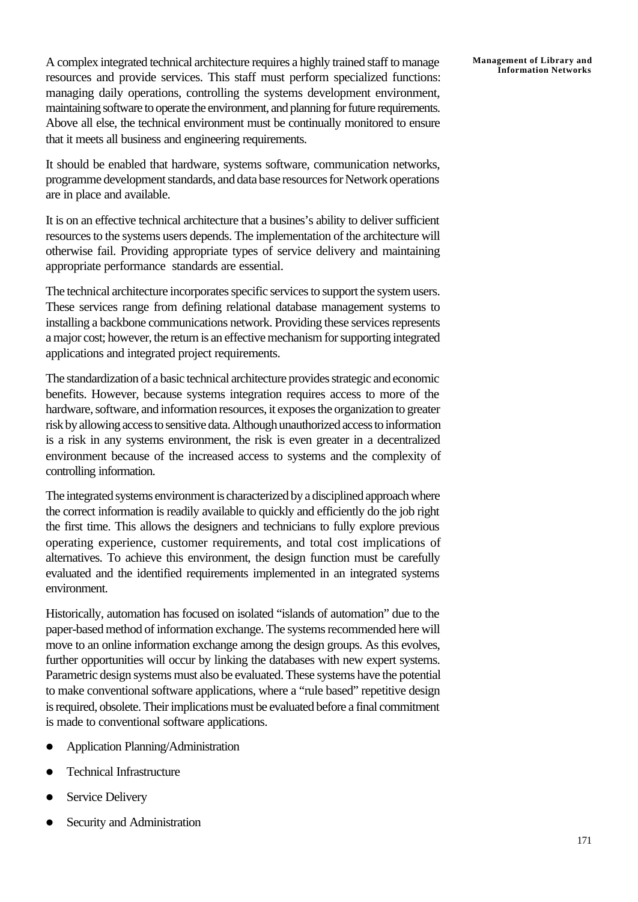A complex integrated technical architecture requires a highly trained staff to manage resources and provide services. This staff must perform specialized functions: managing daily operations, controlling the systems development environment, maintaining software to operate the environment, and planning for future requirements. Above all else, the technical environment must be continually monitored to ensure that it meets all business and engineering requirements.

It should be enabled that hardware, systems software, communication networks, programme development standards, and data base resources for Network operations are in place and available.

It is on an effective technical architecture that a busines's ability to deliver sufficient resources to the systems users depends. The implementation of the architecture will otherwise fail. Providing appropriate types of service delivery and maintaining appropriate performance standards are essential.

The technical architecture incorporates specific services to support the system users. These services range from defining relational database management systems to installing a backbone communications network. Providing these services represents a major cost; however, the return is an effective mechanism for supporting integrated applications and integrated project requirements.

The standardization of a basic technical architecture provides strategic and economic benefits. However, because systems integration requires access to more of the hardware, software, and information resources, it exposes the organization to greater risk by allowing access to sensitive data. Although unauthorized access to information is a risk in any systems environment, the risk is even greater in a decentralized environment because of the increased access to systems and the complexity of controlling information.

The integrated systems environment is characterized by a disciplined approach where the correct information is readily available to quickly and efficiently do the job right the first time. This allows the designers and technicians to fully explore previous operating experience, customer requirements, and total cost implications of alternatives. To achieve this environment, the design function must be carefully evaluated and the identified requirements implemented in an integrated systems environment.

Historically, automation has focused on isolated "islands of automation" due to the paper-based method of information exchange. The systems recommended here will move to an online information exchange among the design groups. As this evolves, further opportunities will occur by linking the databases with new expert systems. Parametric design systems must also be evaluated. These systems have the potential to make conventional software applications, where a "rule based" repetitive design is required, obsolete. Their implications must be evaluated before a final commitment is made to conventional software applications.

- Application Planning/Administration
- Technical Infrastructure
- Service Delivery
- Security and Administration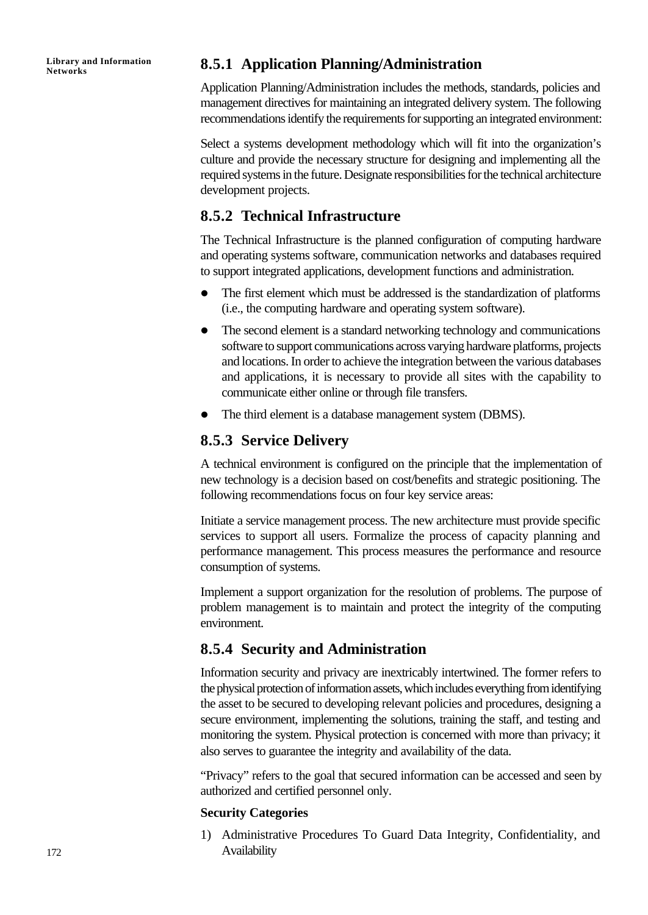### 8.5.1 Application Planning/Administration

Application Planning/Administration includes the methods, standards, policies and management directives for maintaining an integrated delivery system. The following recommendations identify the requirements for supporting an integrated environment:

Select a systems development methodology which will fit into the organization's culture and provide the necessary structure for designing and implementing all the required systems in the future. Designate responsibilities for the technical architecture development projects.

### 8.5.2 Technical Infrastructure

The Technical Infrastructure is the planned configuration of computing hardware and operating systems software, communication networks and databases required to support integrated applications, development functions and administration.

- The first element which must be addressed is the standardization of platforms (i.e., the computing hardware and operating system software).
- The second element is a standard networking technology and communications software to support communications across varying hardware platforms, projects and locations. In order to achieve the integration between the various databases and applications, it is necessary to provide all sites with the capability to communicate either online or through file transfers.
- The third element is a database management system (DBMS).

### 8.5.3 Service Delivery

A technical environment is configured on the principle that the implementation of new technology is a decision based on cost/benefits and strategic positioning. The following recommendations focus on four key service areas:

Initiate a service management process. The new architecture must provide specific services to support all users. Formalize the process of capacity planning and performance management. This process measures the performance and resource consumption of systems.

Implement a support organization for the resolution of problems. The purpose of problem management is to maintain and protect the integrity of the computing environment.

### 8.5.4 Security and Administration

Information security and privacy are inextricably intertwined. The former refers to the physical protection of information assets, which includes everything from identifying the asset to be secured to developing relevant policies and procedures, designing a secure environment, implementing the solutions, training the staff, and testing and monitoring the system. Physical protection is concerned with more than privacy; it also serves to guarantee the integrity and availability of the data.

"Privacy" refers to the goal that secured information can be accessed and seen by authorized and certified personnel only.

**Security Categories**

1) Administrative Procedures To Guard Data Integrity, Confidentiality, and Availability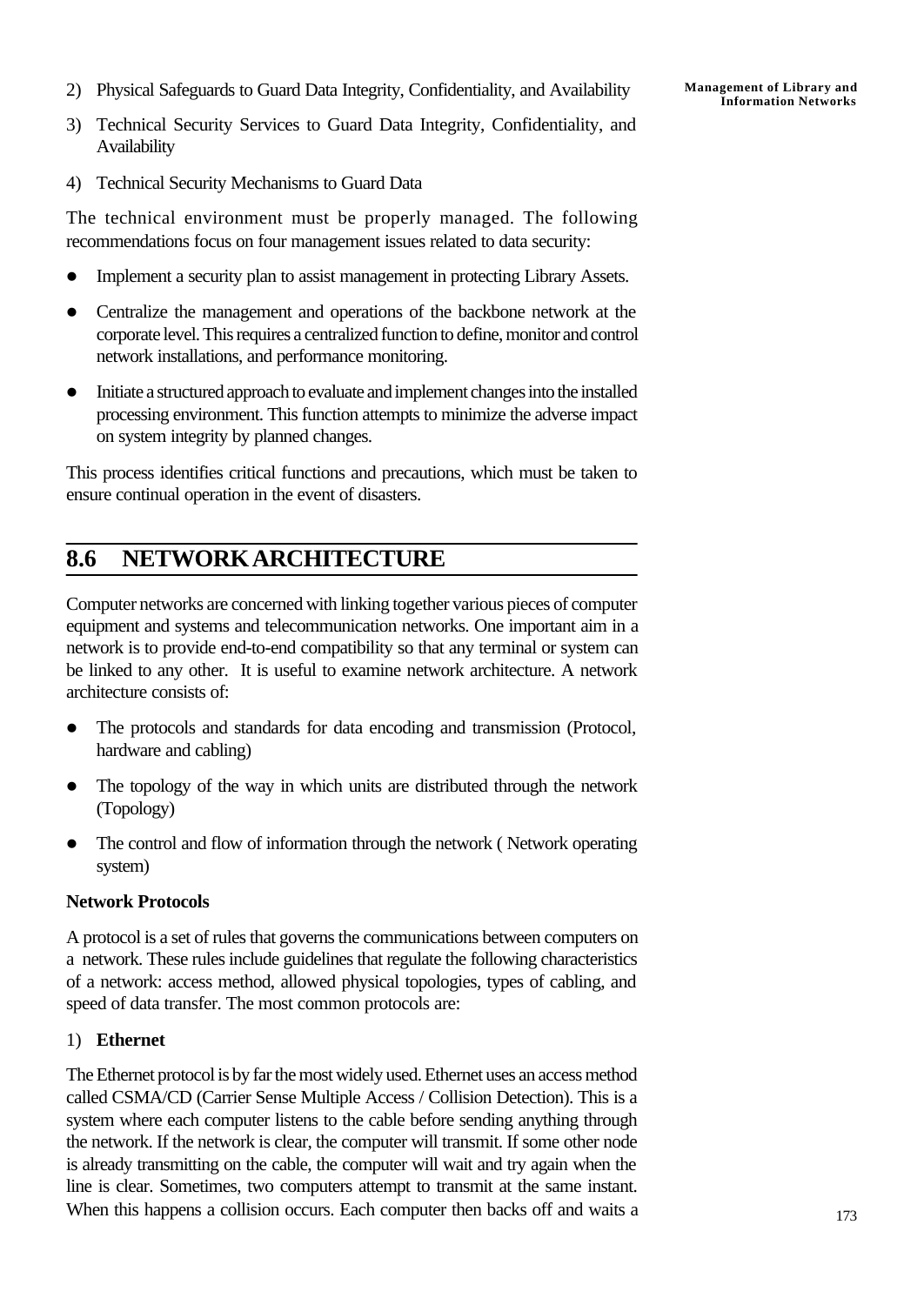2) Physical Safeguards to Guard Data Integrity, Confidentiality, and Availability

3) Technical Security Services to Guard Data Integrity, Confidentiality, and Availability

4) Technical Security Mechanisms to Guard Data

The technical environment must be properly managed. The following recommendations focus on four management issues related to data security:

- Implement a security plan to assist management in protecting Library Assets.
- Centralize the management and operations of the backbone network at the corporate level. This requires a centralized function to define, monitor and control network installations, and performance monitoring.
- Initiate a structured approach to evaluate and implement changes into the installed processing environment. This function attempts to minimize the adverse impact on system integrity by planned changes.

This process identifies critical functions and precautions, which must be taken to ensure continual operation in the event of disasters.

## 8.6 NETWORK ARCHITECTURE

Computer networks are concerned with linking together various pieces of computer equipment and systems and telecommunication networks. One important aim in a network is to provide end-to-end compatibility so that any terminal or system can be linked to any other. It is useful to examine network architecture. A network architecture consists of:

- The protocols and standards for data encoding and transmission (Protocol, hardware and cabling)
- The topology of the way in which units are distributed through the network (Topology)
- The control and flow of information through the network ( Network operating system)

**Network Protocols**

A protocol is a set of rules that governs the communications between computers on a network. These rules include guidelines that regulate the following characteristics of a network: access method, allowed physical topologies, types of cabling, and speed of data transfer. The most common protocols are:

1) **Ethernet**

The Ethernet protocol is by far the most widely used. Ethernet uses an access method called CSMA/CD (Carrier Sense Multiple Access / Collision Detection). This is a system where each computer listens to the cable before sending anything through the network. If the network is clear, the computer will transmit. If some other node is already transmitting on the cable, the computer will wait and try again when the line is clear. Sometimes, two computers attempt to transmit at the same instant. When this happens a collision occurs. Each computer then backs off and waits a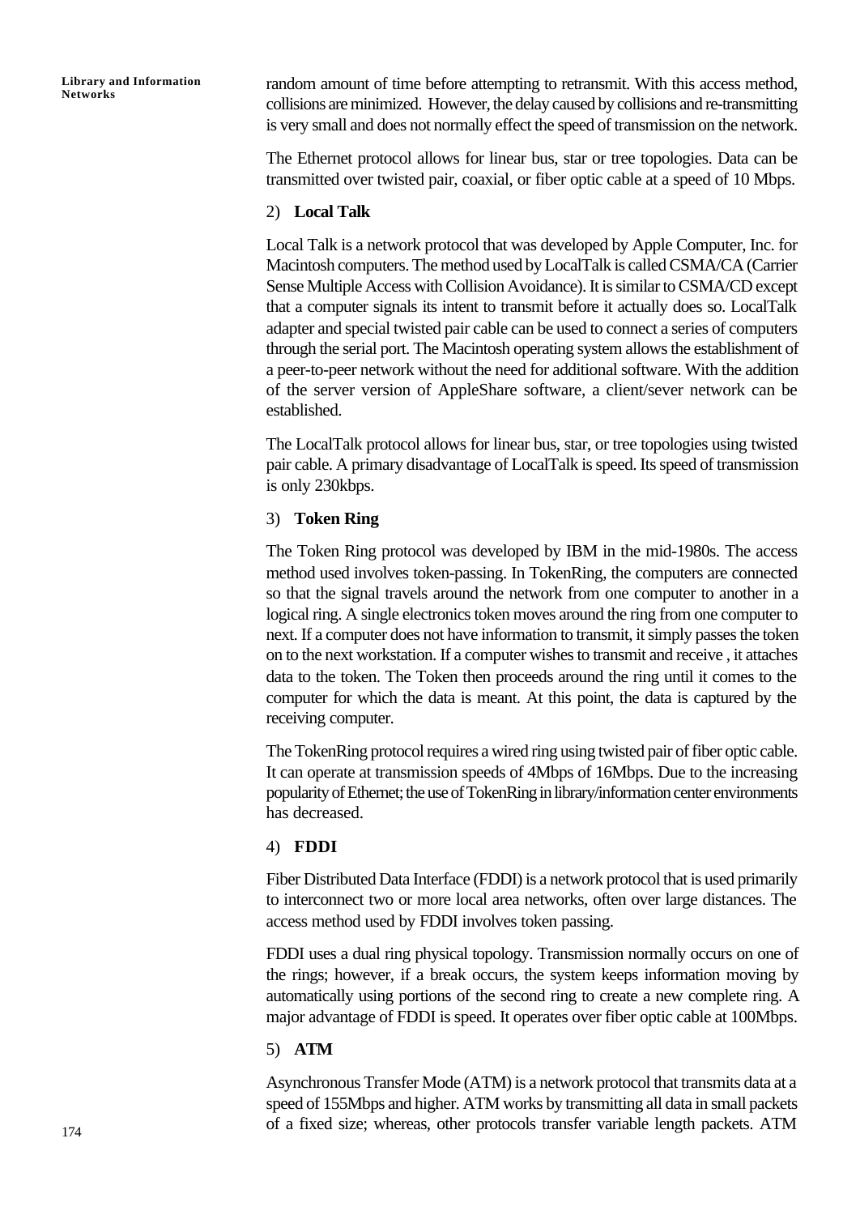random amount of time before attempting to retransmit. With this access method, collisions are minimized. However, the delay caused by collisions and re-transmitting is very small and does not normally effect the speed of transmission on the network.

The Ethernet protocol allows for linear bus, star or tree topologies. Data can be transmitted over twisted pair, coaxial, or fiber optic cable at a speed of 10 Mbps.

2) **Local Talk**

Local Talk is a network protocol that was developed by Apple Computer, Inc. for Macintosh computers. The method used by LocalTalk is called CSMA/CA (Carrier Sense Multiple Access with Collision Avoidance). It is similar to CSMA/CD except that a computer signals its intent to transmit before it actually does so. LocalTalk adapter and special twisted pair cable can be used to connect a series of computers through the serial port. The Macintosh operating system allows the establishment of a peer-to-peer network without the need for additional software. With the addition of the server version of AppleShare software, a client/sever network can be established.

The LocalTalk protocol allows for linear bus, star, or tree topologies using twisted pair cable. A primary disadvantage of LocalTalk is speed. Its speed of transmission is only 230kbps.

3) **Token Ring**

The Token Ring protocol was developed by IBM in the mid-1980s. The access method used involves token-passing. In TokenRing, the computers are connected so that the signal travels around the network from one computer to another in a logical ring. A single electronics token moves around the ring from one computer to next. If a computer does not have information to transmit, it simply passes the token on to the next workstation. If a computer wishes to transmit and receive , it attaches data to the token. The Token then proceeds around the ring until it comes to the computer for which the data is meant. At this point, the data is captured by the receiving computer.

The TokenRing protocol requires a wired ring using twisted pair of fiber optic cable. It can operate at transmission speeds of 4Mbps of 16Mbps. Due to the increasing popularity of Ethernet; the use of TokenRing in library/information center environments has decreased.

4) **FDDI**

Fiber Distributed Data Interface (FDDI) is a network protocol that is used primarily to interconnect two or more local area networks, often over large distances. The access method used by FDDI involves token passing.

FDDI uses a dual ring physical topology. Transmission normally occurs on one of the rings; however, if a break occurs, the system keeps information moving by automatically using portions of the second ring to create a new complete ring. A major advantage of FDDI is speed. It operates over fiber optic cable at 100Mbps.

5) **ATM**

Asynchronous Transfer Mode (ATM) is a network protocol that transmits data at a speed of 155Mbps and higher. ATM works by transmitting all data in small packets of a fixed size; whereas, other protocols transfer variable length packets. ATM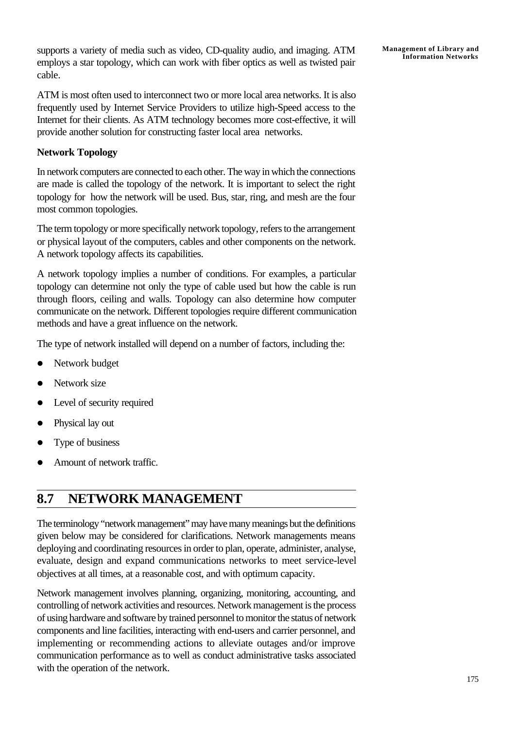supports a variety of media such as video, CD-quality audio, and imaging. ATM employs a star topology, which can work with fiber optics as well as twisted pair cable.

ATM is most often used to interconnect two or more local area networks. It is also frequently used by Internet Service Providers to utilize high-Speed access to the Internet for their clients. As ATM technology becomes more cost-effective, it will provide another solution for constructing faster local area networks.

**Network Topology**

In network computers are connected to each other. The way in which the connections are made is called the topology of the network. It is important to select the right topology for how the network will be used. Bus, star, ring, and mesh are the four most common topologies.

The term topology or more specifically network topology, refers to the arrangement or physical layout of the computers, cables and other components on the network. A network topology affects its capabilities.

A network topology implies a number of conditions. For examples, a particular topology can determine not only the type of cable used but how the cable is run through floors, ceiling and walls. Topology can also determine how computer communicate on the network. Different topologies require different communication methods and have a great influence on the network.

The type of network installed will depend on a number of factors, including the:

- Network budget
- Network size
- Level of security required
- Physical lay out
- Type of business
- Amount of network traffic.

## 8.7 NETWORK MANAGEMENT

The terminology "network management" may have many meanings but the definitions given below may be considered for clarifications. Network managements means deploying and coordinating resources in order to plan, operate, administer, analyse, evaluate, design and expand communications networks to meet service-level objectives at all times, at a reasonable cost, and with optimum capacity.

Network management involves planning, organizing, monitoring, accounting, and controlling of network activities and resources. Network management is the process of using hardware and software by trained personnel to monitor the status of network components and line facilities, interacting with end-users and carrier personnel, and implementing or recommending actions to alleviate outages and/or improve communication performance as to well as conduct administrative tasks associated with the operation of the network.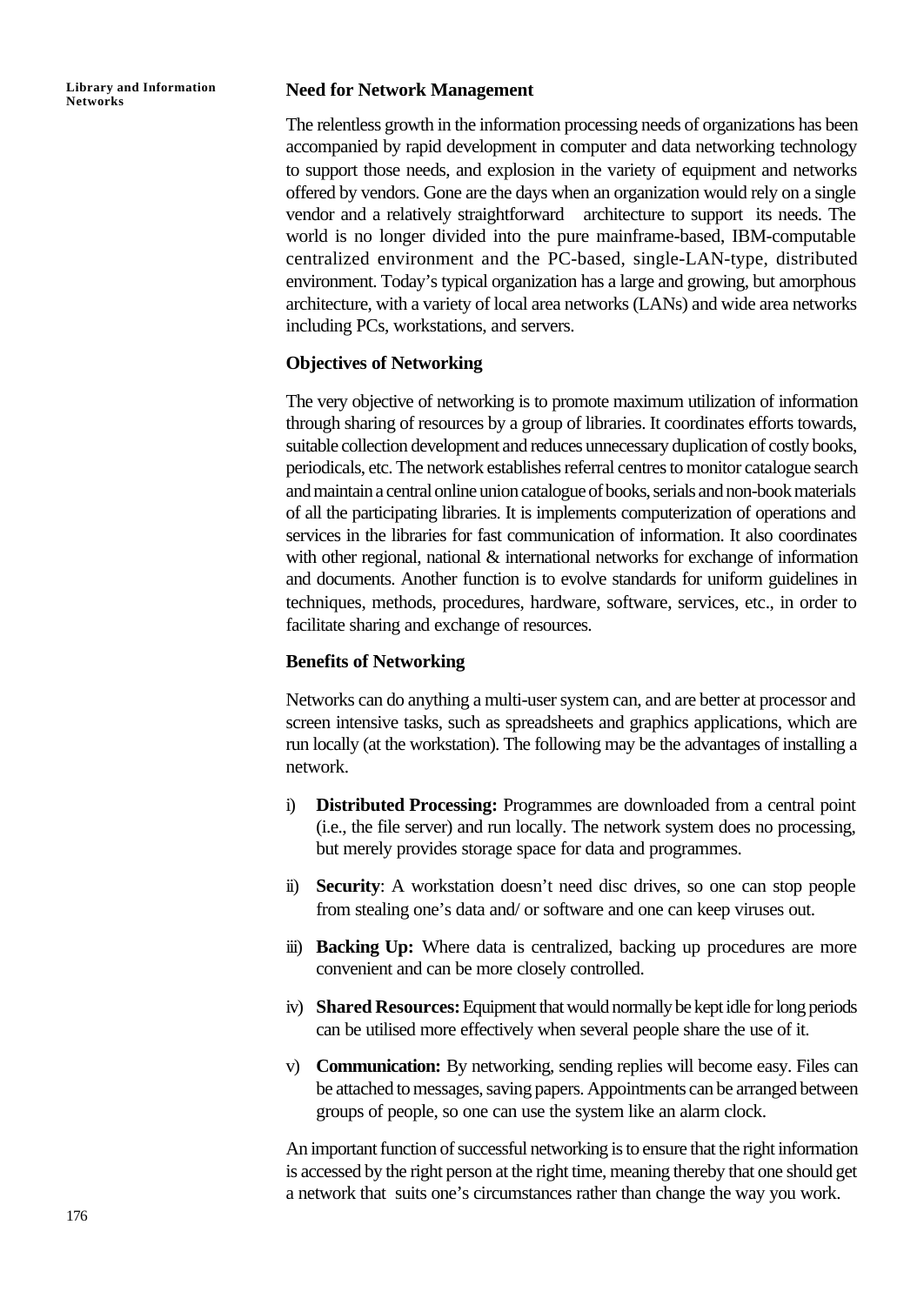### Need for Network Management

The relentless growth in the information processing needs of organizations has been accompanied by rapid development in computer and data networking technology to support those needs, and explosion in the variety of equipment and networks offered by vendors. Gone are the days when an organization would rely on a single vendor and a relatively straightforward architecture to support its needs. The world is no longer divided into the pure mainframe-based, IBM-computable centralized environment and the PC-based, single-LAN-type, distributed environment. Today's typical organization has a large and growing, but amorphous architecture, with a variety of local area networks (LANs) and wide area networks including PCs, workstations, and servers.

### Objectives of Networking

The very objective of networking is to promote maximum utilization of information through sharing of resources by a group of libraries. It coordinates efforts towards, suitable collection development and reduces unnecessary duplication of costly books, periodicals, etc. The network establishes referral centres to monitor catalogue search and maintain a central online union catalogue of books, serials and non-book materials of all the participating libraries. It is implements computerization of operations and services in the libraries for fast communication of information. It also coordinates with other regional, national & international networks for exchange of information and documents. Another function is to evolve standards for uniform guidelines in techniques, methods, procedures, hardware, software, services, etc., in order to facilitate sharing and exchange of resources.

### Benefits of Networking

Networks can do anything a multi-user system can, and are better at processor and screen intensive tasks, such as spreadsheets and graphics applications, which are run locally (at the workstation). The following may be the advantages of installing a network.

i) **Distributed Processing:** Programmes are downloaded from a central point (i.e., the file server) and run locally. The network system does no processing, but merely provides storage space for data and programmes.

ii) **Security**: A workstation doesn't need disc drives, so one can stop people from stealing one's data and/ or software and one can keep viruses out.

iii) **Backing Up:** Where data is centralized, backing up procedures are more convenient and can be more closely controlled.

iv) **Shared Resources:** Equipment that would normally be kept idle for long periods can be utilised more effectively when several people share the use of it.

v) **Communication:** By networking, sending replies will become easy. Files can be attached to messages, saving papers. Appointments can be arranged between groups of people, so one can use the system like an alarm clock.

An important function of successful networking is to ensure that the right information is accessed by the right person at the right time, meaning thereby that one should get a network that suits one's circumstances rather than change the way you work.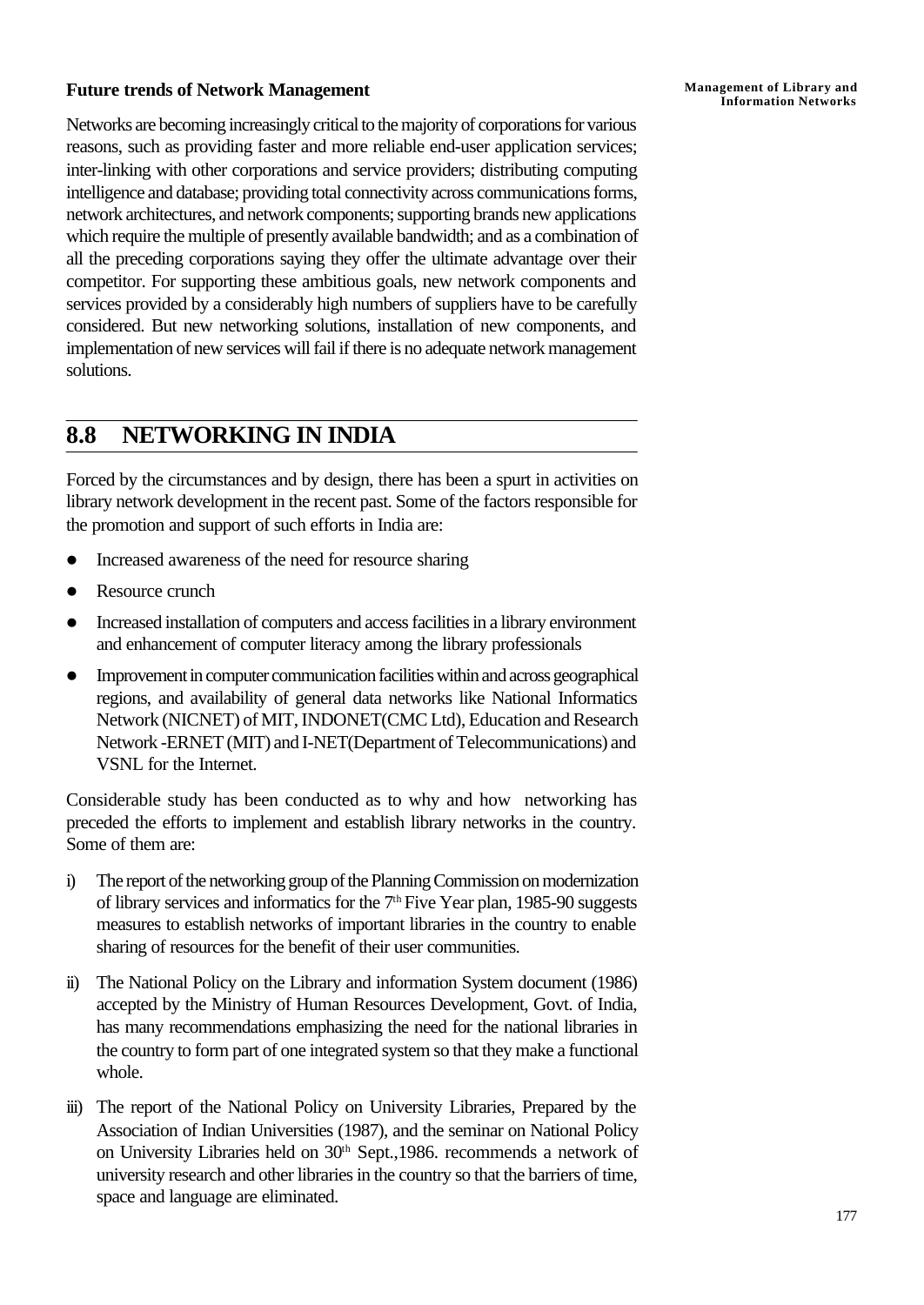**Future trends of Network Management**

Networks are becoming increasingly critical to the majority of corporations for various reasons, such as providing faster and more reliable end-user application services; inter-linking with other corporations and service providers; distributing computing intelligence and database; providing total connectivity across communications forms, network architectures, and network components; supporting brands new applications which require the multiple of presently available bandwidth; and as a combination of all the preceding corporations saying they offer the ultimate advantage over their competitor. For supporting these ambitious goals, new network components and services provided by a considerably high numbers of suppliers have to be carefully considered. But new networking solutions, installation of new components, and implementation of new services will fail if there is no adequate network management solutions.

## 8.8 NETWORKING IN INDIA

Forced by the circumstances and by design, there has been a spurt in activities on library network development in the recent past. Some of the factors responsible for the promotion and support of such efforts in India are:

- Increased awareness of the need for resource sharing
- Resource crunch
- Increased installation of computers and access facilities in a library environment and enhancement of computer literacy among the library professionals
- Improvement in computer communication facilities within and across geographical regions, and availability of general data networks like National Informatics Network (NICNET) of MIT, INDONET(CMC Ltd), Education and Research Network -ERNET (MIT) and I-NET(Department of Telecommunications) and VSNL for the Internet.

Considerable study has been conducted as to why and how networking has preceded the efforts to implement and establish library networks in the country. Some of them are:

i) The report of the networking group of the Planning Commission on modernization of library services and informatics for the 7th Five Year plan, 1985-90 suggests measures to establish networks of important libraries in the country to enable sharing of resources for the benefit of their user communities.

ii) The National Policy on the Library and information System document (1986) accepted by the Ministry of Human Resources Development, Govt. of India, has many recommendations emphasizing the need for the national libraries in the country to form part of one integrated system so that they make a functional whole.

iii) The report of the National Policy on University Libraries, Prepared by the Association of Indian Universities (1987), and the seminar on National Policy on University Libraries held on 30th Sept.,1986. recommends a network of university research and other libraries in the country so that the barriers of time, space and language are eliminated.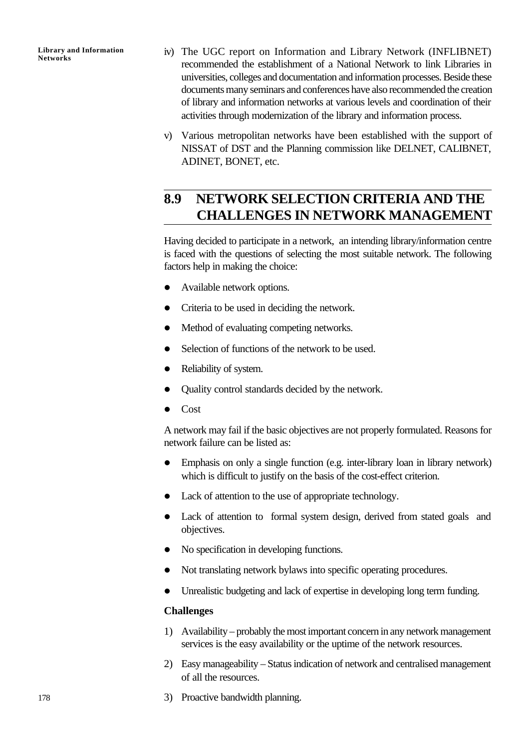iv) The UGC report on Information and Library Network (INFLIBNET) recommended the establishment of a National Network to link Libraries in universities, colleges and documentation and information processes. Beside these documents many seminars and conferences have also recommended the creation of library and information networks at various levels and coordination of their activities through modernization of the library and information process.

v) Various metropolitan networks have been established with the support of NISSAT of DST and the Planning commission like DELNET, CALIBNET, ADINET, BONET, etc.

## 8.9 NETWORK SELECTION CRITERIA AND THE CHALLENGES IN NETWORK MANAGEMENT

Having decided to participate in a network, an intending library/information centre is faced with the questions of selecting the most suitable network. The following factors help in making the choice:

- Available network options.
- Criteria to be used in deciding the network.
- Method of evaluating competing networks.
- Selection of functions of the network to be used.
- Reliability of system.
- Quality control standards decided by the network.
- Cost

A network may fail if the basic objectives are not properly formulated. Reasons for network failure can be listed as:

- Emphasis on only a single function (e.g. inter-library loan in library network) which is difficult to justify on the basis of the cost-effect criterion.
- Lack of attention to the use of appropriate technology.
- Lack of attention to formal system design, derived from stated goals and objectives.
- No specification in developing functions.
- Not translating network bylaws into specific operating procedures.
- Unrealistic budgeting and lack of expertise in developing long term funding.

**Challenges**

1) Availability – probably the most important concern in any network management services is the easy availability or the uptime of the network resources.
2) Easy manageability – Status indication of network and centralised management of all the resources.
3) Proactive bandwidth planning.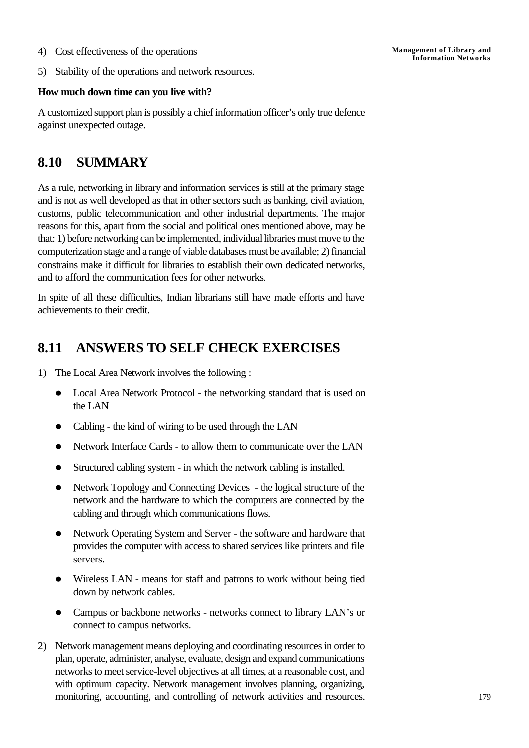4) Cost effectiveness of the operations

5) Stability of the operations and network resources.

**How much down time can you live with?**

A customized support plan is possibly a chief information officer's only true defence against unexpected outage.

## 8.10 SUMMARY

As a rule, networking in library and information services is still at the primary stage and is not as well developed as that in other sectors such as banking, civil aviation, customs, public telecommunication and other industrial departments. The major reasons for this, apart from the social and political ones mentioned above, may be that: 1) before networking can be implemented, individual libraries must move to the computerization stage and a range of viable databases must be available; 2) financial constrains make it difficult for libraries to establish their own dedicated networks, and to afford the communication fees for other networks.

In spite of all these difficulties, Indian librarians still have made efforts and have achievements to their credit.

## 8.11 ANSWERS TO SELF CHECK EXERCISES

1) The Local Area Network involves the following :

   - Local Area Network Protocol - the networking standard that is used on the LAN
   - Cabling - the kind of wiring to be used through the LAN
   - Network Interface Cards - to allow them to communicate over the LAN
   - Structured cabling system - in which the network cabling is installed.
   - Network Topology and Connecting Devices - the logical structure of the network and the hardware to which the computers are connected by the cabling and through which communications flows.
   - Network Operating System and Server - the software and hardware that provides the computer with access to shared services like printers and file servers.
   - Wireless LAN - means for staff and patrons to work without being tied down by network cables.
   - Campus or backbone networks - networks connect to library LAN's or connect to campus networks.

2) Network management means deploying and coordinating resources in order to plan, operate, administer, analyse, evaluate, design and expand communications networks to meet service-level objectives at all times, at a reasonable cost, and with optimum capacity. Network management involves planning, organizing, monitoring, accounting, and controlling of network activities and resources.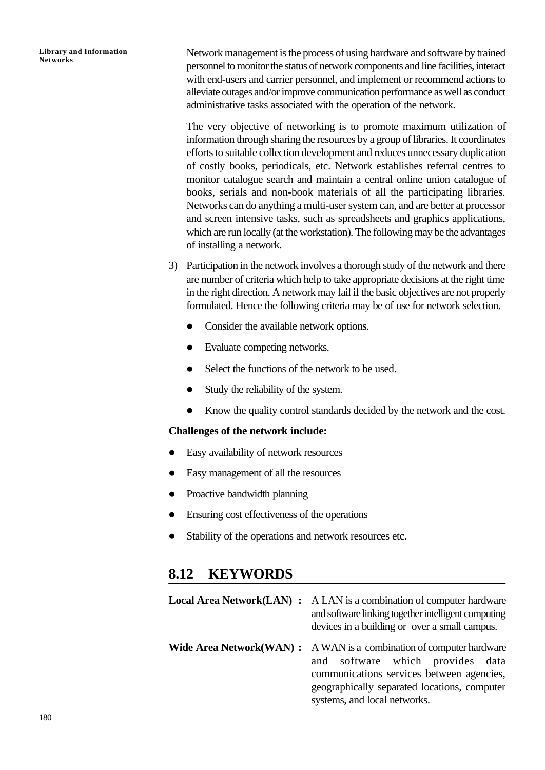Network management is the process of using hardware and software by trained personnel to monitor the status of network components and line facilities, interact with end-users and carrier personnel, and implement or recommend actions to alleviate outages and/or improve communication performance as well as conduct administrative tasks associated with the operation of the network.

The very objective of networking is to promote maximum utilization of information through sharing the resources by a group of libraries. It coordinates efforts to suitable collection development and reduces unnecessary duplication of costly books, periodicals, etc. Network establishes referral centres to monitor catalogue search and maintain a central online union catalogue of books, serials and non-book materials of all the participating libraries. Networks can do anything a multi-user system can, and are better at processor and screen intensive tasks, such as spreadsheets and graphics applications, which are run locally (at the workstation). The following may be the advantages of installing a network.

3) Participation in the network involves a thorough study of the network and there are number of criteria which help to take appropriate decisions at the right time in the right direction. A network may fail if the basic objectives are not properly formulated. Hence the following criteria may be of use for network selection.

   - Consider the available network options.
   - Evaluate competing networks.
   - Select the functions of the network to be used.
   - Study the reliability of the system.
   - Know the quality control standards decided by the network and the cost.

**Challenges of the network include:**

- Easy availability of network resources
- Easy management of all the resources
- Proactive bandwidth planning
- Ensuring cost effectiveness of the operations
- Stability of the operations and network resources etc.

## 8.12 KEYWORDS

**Local Area Network(LAN) :** A LAN is a combination of computer hardware and software linking together intelligent computing devices in a building or over a small campus.

**Wide Area Network(WAN) :** A WAN is a combination of computer hardware and software which provides data communications services between agencies, geographically separated locations, computer systems, and local networks.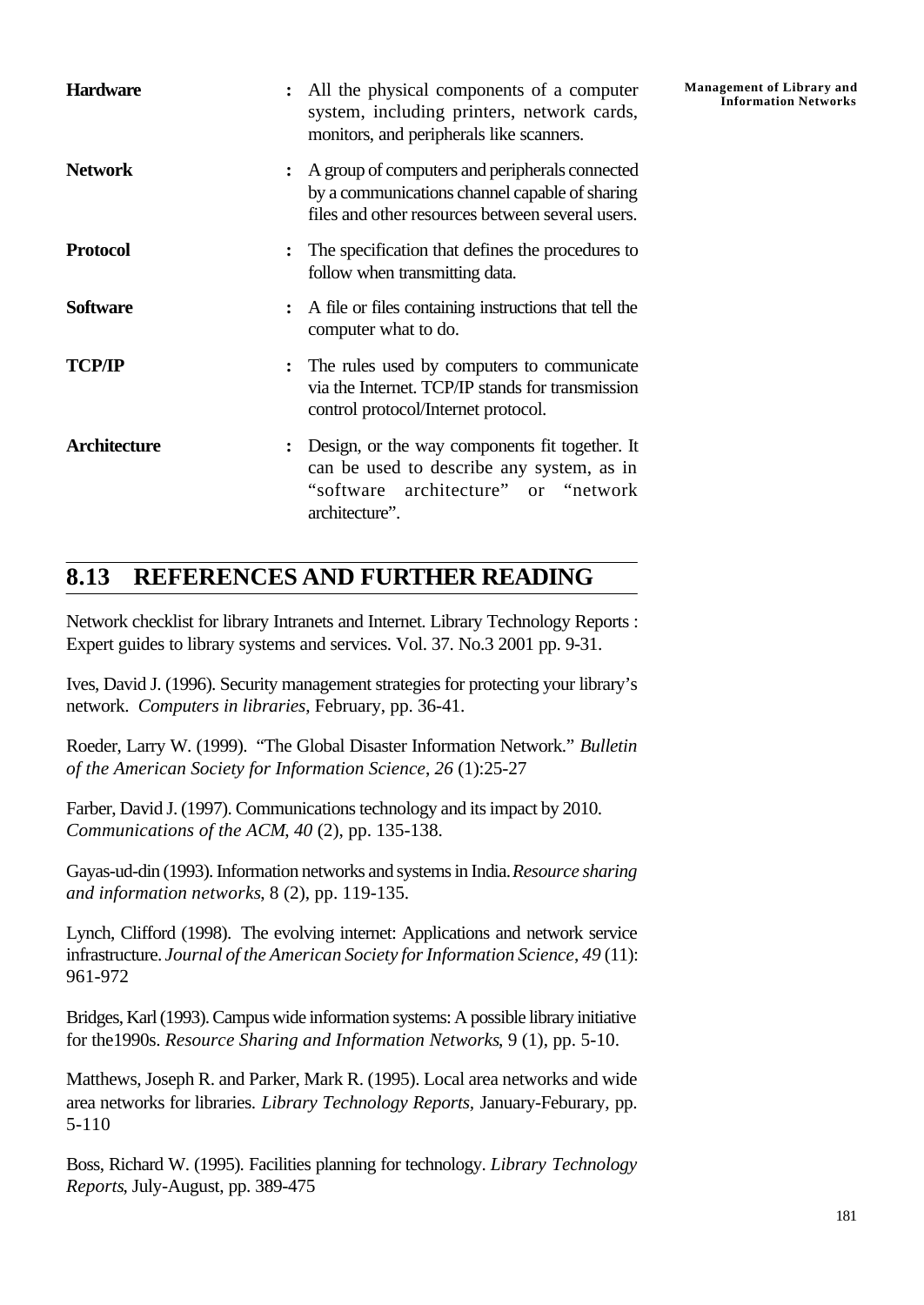**Hardware** : All the physical components of a computer system, including printers, network cards, monitors, and peripherals like scanners.

**Network** : A group of computers and peripherals connected by a communications channel capable of sharing files and other resources between several users.

**Protocol** : The specification that defines the procedures to follow when transmitting data.

**Software** : A file or files containing instructions that tell the computer what to do.

**TCP/IP** : The rules used by computers to communicate via the Internet. TCP/IP stands for transmission control protocol/Internet protocol.

**Architecture** : Design, or the way components fit together. It can be used to describe any system, as in "software architecture" or "network architecture".

## 8.13 REFERENCES AND FURTHER READING

Network checklist for library Intranets and Internet. Library Technology Reports : Expert guides to library systems and services. Vol. 37. No.3 2001 pp. 9-31.

Ives, David J. (1996). Security management strategies for protecting your library's network. *Computers in libraries*, February, pp. 36-41.

Roeder, Larry W. (1999). "The Global Disaster Information Network." *Bulletin of the American Society for Information Science*, *26* (1):25-27

Farber, David J. (1997). Communications technology and its impact by 2010. *Communications of the ACM*, *40* (2), pp. 135-138.

Gayas-ud-din (1993). Information networks and systems in India. *Resource sharing and information networks*, 8 (2), pp. 119-135.

Lynch, Clifford (1998). The evolving internet: Applications and network service infrastructure. *Journal of the American Society for Information Science*, *49* (11): 961-972

Bridges, Karl (1993). Campus wide information systems: A possible library initiative for the1990s. *Resource Sharing and Information Networks*, 9 (1), pp. 5-10.

Matthews, Joseph R. and Parker, Mark R. (1995). Local area networks and wide area networks for libraries. *Library Technology Reports*, January-Feburary, pp. 5-110

Boss, Richard W. (1995). Facilities planning for technology. *Library Technology Reports*, July-August, pp. 389-475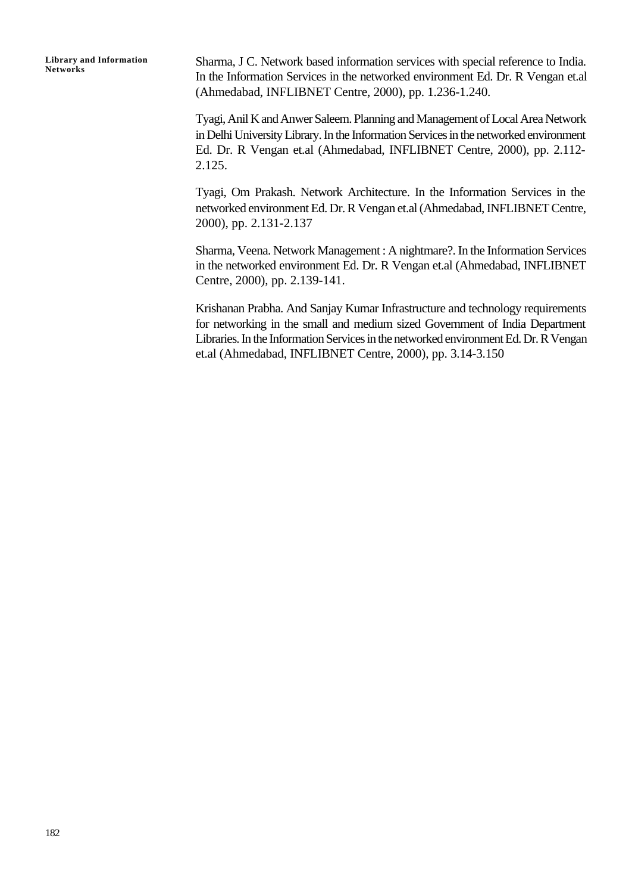Sharma, J C. Network based information services with special reference to India. In the Information Services in the networked environment Ed. Dr. R Vengan et.al (Ahmedabad, INFLIBNET Centre, 2000), pp. 1.236-1.240.

Tyagi, Anil K and Anwer Saleem. Planning and Management of Local Area Network in Delhi University Library. In the Information Services in the networked environment Ed. Dr. R Vengan et.al (Ahmedabad, INFLIBNET Centre, 2000), pp. 2.112-2.125.

Tyagi, Om Prakash. Network Architecture. In the Information Services in the networked environment Ed. Dr. R Vengan et.al (Ahmedabad, INFLIBNET Centre, 2000), pp. 2.131-2.137

Sharma, Veena. Network Management : A nightmare?. In the Information Services in the networked environment Ed. Dr. R Vengan et.al (Ahmedabad, INFLIBNET Centre, 2000), pp. 2.139-141.

Krishanan Prabha. And Sanjay Kumar Infrastructure and technology requirements for networking in the small and medium sized Government of India Department Libraries. In the Information Services in the networked environment Ed. Dr. R Vengan et.al (Ahmedabad, INFLIBNET Centre, 2000), pp. 3.14-3.150